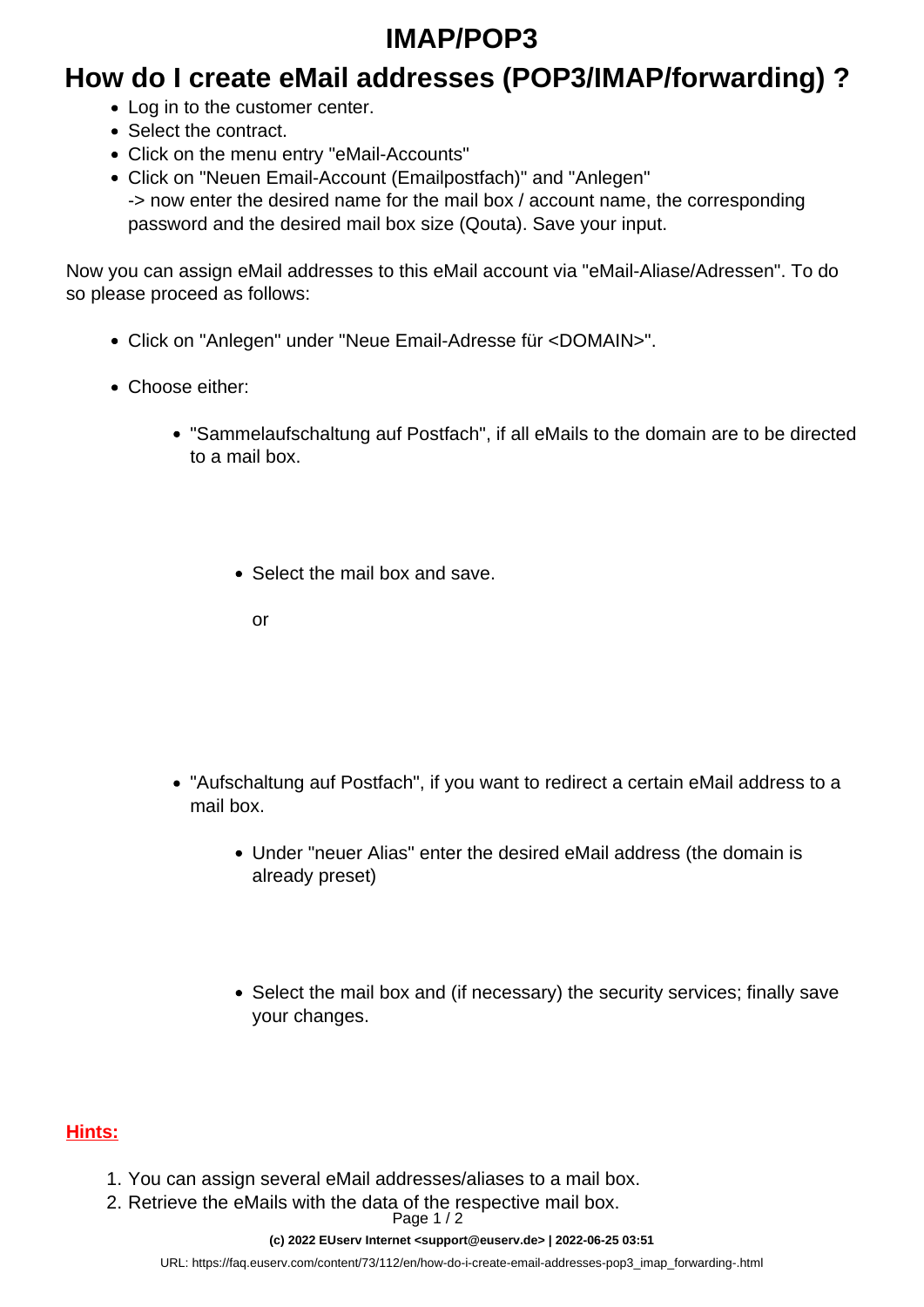# IMAP/POP3

## How do I create eMail addresses (POP3/IMAP/forwarding) ?

- Log in to the customer center.
- Select the contract.
- Click on the menu entry "eMail-Accounts"
- Click on "Neuen Email-Account (Emailpostfach)" and "Anlegen"
  -> now enter the desired name for the mail box / account name, the corresponding password and the desired mail box size (Qouta). Save your input.

Now you can assign eMail addresses to this eMail account via "eMail-Aliase/Adressen". To do so please proceed as follows:

- Click on "Anlegen" under "Neue Email-Adresse für <DOMAIN>".
- Choose either:
    - "Sammelaufschaltung auf Postfach", if all eMails to the domain are to be directed to a mail box.
        - Select the mail box and save.

          or
    - "Aufschaltung auf Postfach", if you want to redirect a certain eMail address to a mail box.
        - Under "neuer Alias" enter the desired eMail address (the domain is already preset)
        - Select the mail box and (if necessary) the security services; finally save your changes.

**Hints:**

1. You can assign several eMail addresses/aliases to a mail box.
2. Retrieve the eMails with the data of the respective mail box.

(c) 2022 EUserv Internet <support@euserv.de> | 2022-06-25 03:51

URL: https://faq.euserv.com/content/73/112/en/how-do-i-create-email-addresses-pop3_imap_forwarding-.html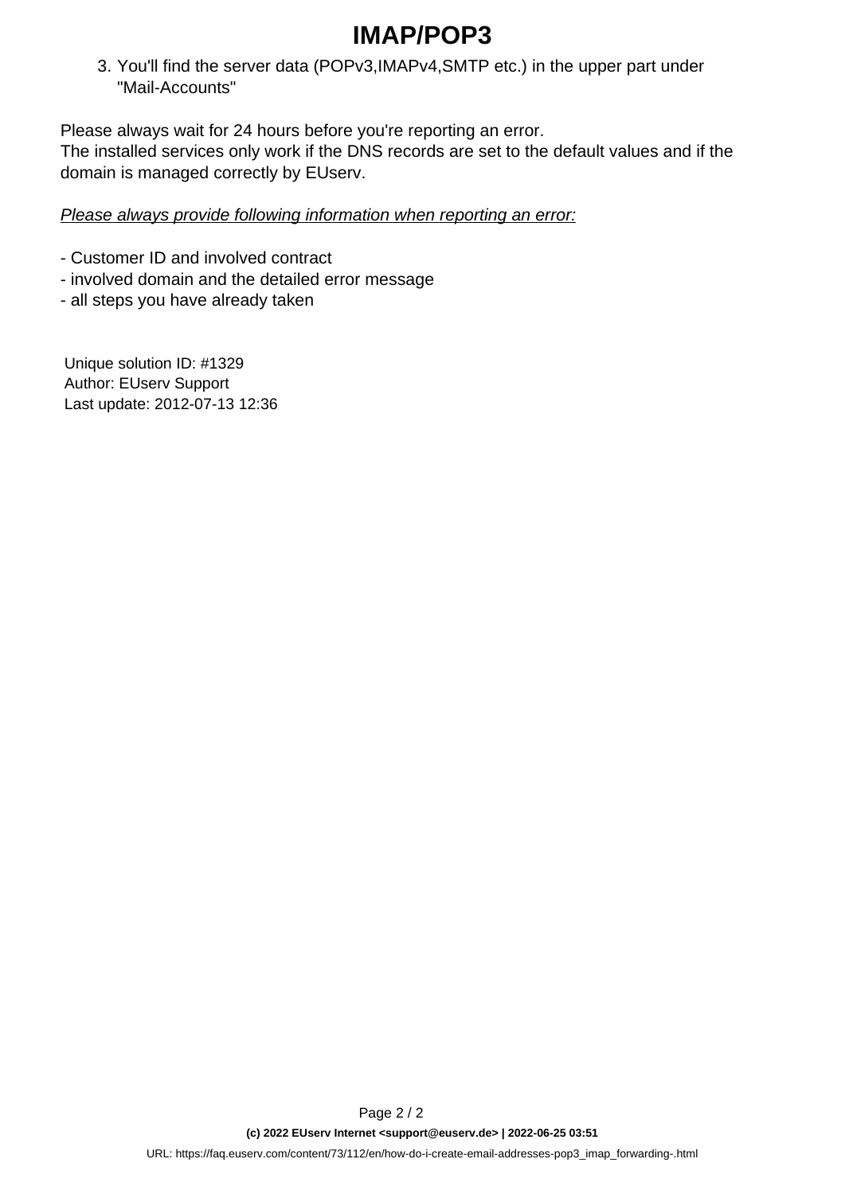3. You'll find the server data (POPv3,IMAPv4,SMTP etc.) in the upper part under "Mail-Accounts"

Please always wait for 24 hours before you're reporting an error.
The installed services only work if the DNS records are set to the default values and if the domain is managed correctly by EUserv.

*Please always provide following information when reporting an error:*

- Customer ID and involved contract
- involved domain and the detailed error message
- all steps you have already taken

Unique solution ID: #1329
Author: EUserv Support
Last update: 2012-07-13 12:36